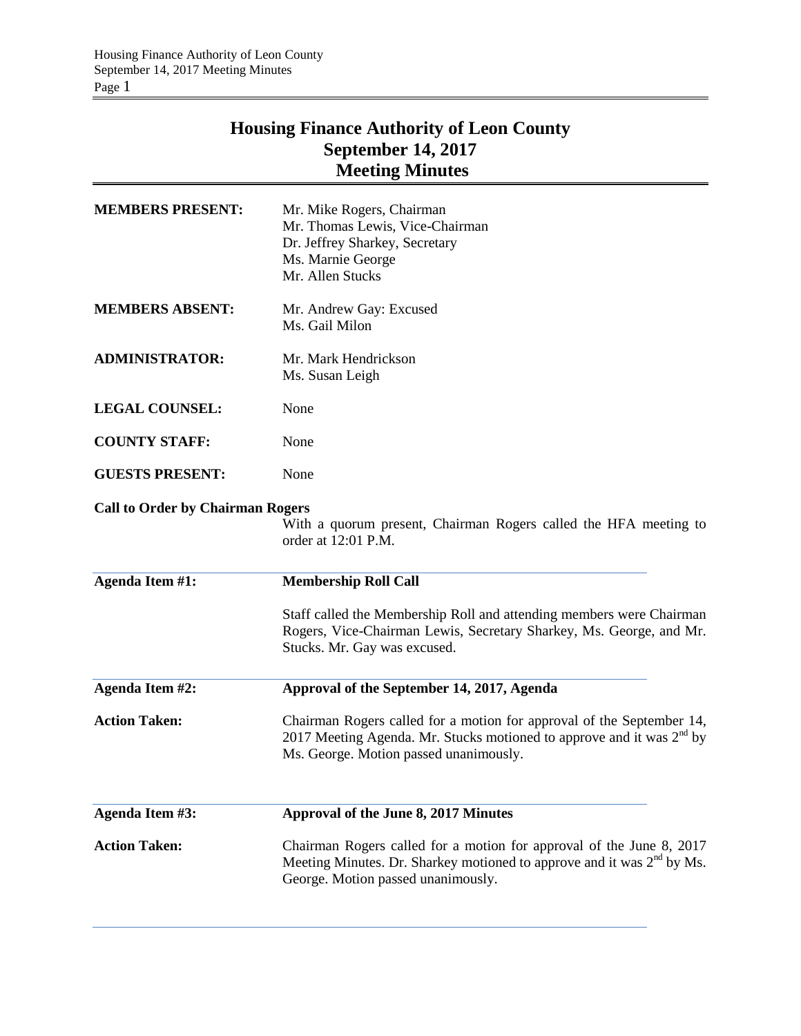# Housing Finance Authority of Leon County
## September 14, 2017
## Meeting Minutes

**MEMBERS PRESENT:** Mr. Mike Rogers, Chairman
Mr. Thomas Lewis, Vice-Chairman
Dr. Jeffrey Sharkey, Secretary
Ms. Marnie George
Mr. Allen Stucks

**MEMBERS ABSENT:** Mr. Andrew Gay: Excused
Ms. Gail Milon

**ADMINISTRATOR:** Mr. Mark Hendrickson
Ms. Susan Leigh

**LEGAL COUNSEL:** None

**COUNTY STAFF:** None

**GUESTS PRESENT:** None

**Call to Order by Chairman Rogers**

With a quorum present, Chairman Rogers called the HFA meeting to order at 12:01 P.M.

---

**Agenda Item #1:** **Membership Roll Call**

Staff called the Membership Roll and attending members were Chairman Rogers, Vice-Chairman Lewis, Secretary Sharkey, Ms. George, and Mr. Stucks. Mr. Gay was excused.

---

**Agenda Item #2:** **Approval of the September 14, 2017, Agenda**

**Action Taken:** Chairman Rogers called for a motion for approval of the September 14, 2017 Meeting Agenda. Mr. Stucks motioned to approve and it was 2nd by Ms. George. Motion passed unanimously.

---

**Agenda Item #3:** **Approval of the June 8, 2017 Minutes**

**Action Taken:** Chairman Rogers called for a motion for approval of the June 8, 2017 Meeting Minutes. Dr. Sharkey motioned to approve and it was 2nd by Ms. George. Motion passed unanimously.

---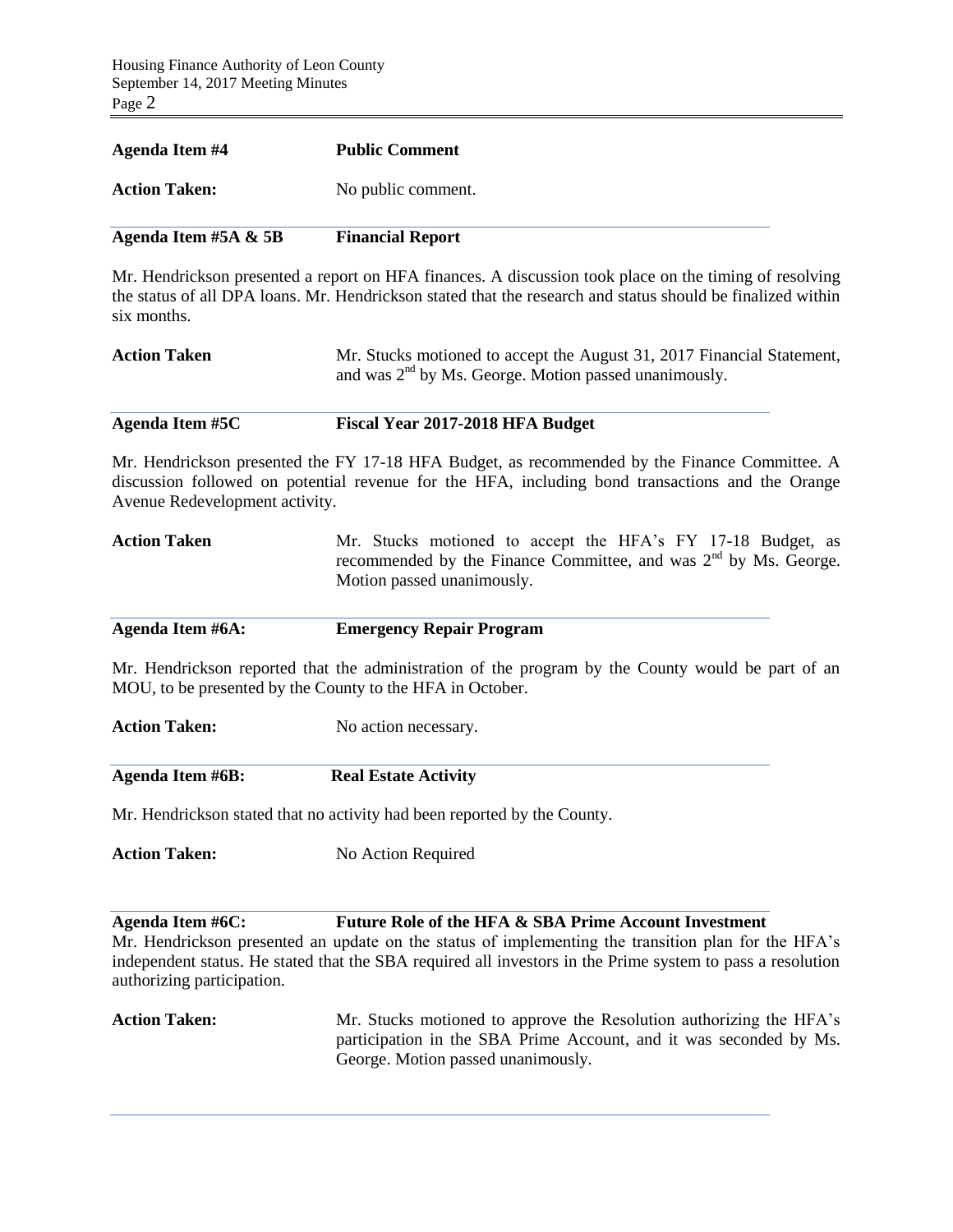**Agenda Item #4** **Public Comment**

**Action Taken:** No public comment.

---

**Agenda Item #5A & 5B** **Financial Report**

Mr. Hendrickson presented a report on HFA finances. A discussion took place on the timing of resolving the status of all DPA loans. Mr. Hendrickson stated that the research and status should be finalized within six months.

**Action Taken** Mr. Stucks motioned to accept the August 31, 2017 Financial Statement, and was 2nd by Ms. George. Motion passed unanimously.

---

**Agenda Item #5C** **Fiscal Year 2017-2018 HFA Budget**

Mr. Hendrickson presented the FY 17-18 HFA Budget, as recommended by the Finance Committee. A discussion followed on potential revenue for the HFA, including bond transactions and the Orange Avenue Redevelopment activity.

**Action Taken** Mr. Stucks motioned to accept the HFA's FY 17-18 Budget, as recommended by the Finance Committee, and was 2nd by Ms. George. Motion passed unanimously.

---

**Agenda Item #6A:** **Emergency Repair Program**

Mr. Hendrickson reported that the administration of the program by the County would be part of an MOU, to be presented by the County to the HFA in October.

**Action Taken:** No action necessary.

---

**Agenda Item #6B:** **Real Estate Activity**

Mr. Hendrickson stated that no activity had been reported by the County.

**Action Taken:** No Action Required

---

**Agenda Item #6C:** **Future Role of the HFA & SBA Prime Account Investment**

Mr. Hendrickson presented an update on the status of implementing the transition plan for the HFA's independent status. He stated that the SBA required all investors in the Prime system to pass a resolution authorizing participation.

**Action Taken:** Mr. Stucks motioned to approve the Resolution authorizing the HFA's participation in the SBA Prime Account, and it was seconded by Ms. George. Motion passed unanimously.

---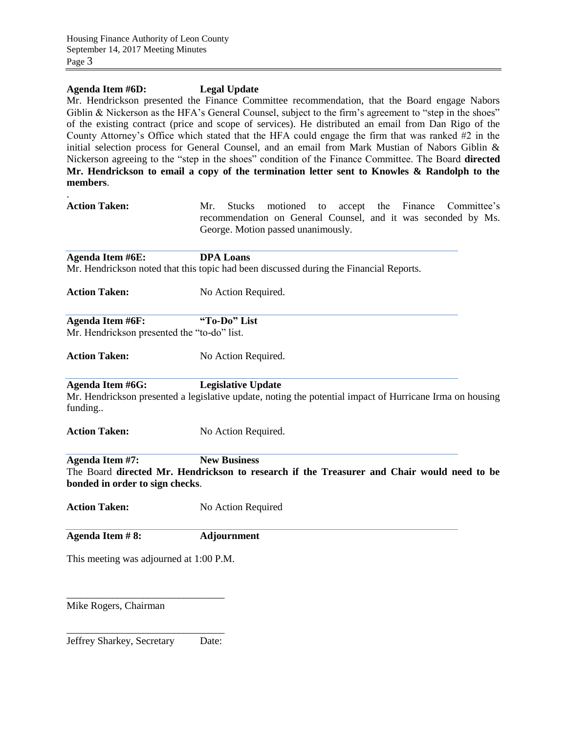**Agenda Item #6D: Legal Update**

Mr. Hendrickson presented the Finance Committee recommendation, that the Board engage Nabors Giblin & Nickerson as the HFA's General Counsel, subject to the firm's agreement to "step in the shoes" of the existing contract (price and scope of services). He distributed an email from Dan Rigo of the County Attorney's Office which stated that the HFA could engage the firm that was ranked #2 in the initial selection process for General Counsel, and an email from Mark Mustian of Nabors Giblin & Nickerson agreeing to the "step in the shoes" condition of the Finance Committee. The Board **directed Mr. Hendrickson to email a copy of the termination letter sent to Knowles & Randolph to the members**.

.

**Action Taken:** Mr. Stucks motioned to accept the Finance Committee's recommendation on General Counsel, and it was seconded by Ms. George. Motion passed unanimously.

**Agenda Item #6E: DPA Loans**

Mr. Hendrickson noted that this topic had been discussed during the Financial Reports.

**Action Taken:** No Action Required.

**Agenda Item #6F: "To-Do" List**

Mr. Hendrickson presented the "to-do" list.

**Action Taken:** No Action Required.

**Agenda Item #6G: Legislative Update**

Mr. Hendrickson presented a legislative update, noting the potential impact of Hurricane Irma on housing funding..

**Action Taken:** No Action Required.

**Agenda Item #7: New Business**

The Board **directed Mr. Hendrickson to research if the Treasurer and Chair would need to be bonded in order to sign checks**.

**Action Taken:** No Action Required

**Agenda Item # 8: Adjournment**

This meeting was adjourned at 1:00 P.M.

\_\_\_\_\_\_\_\_\_\_\_\_\_\_\_\_\_\_\_\_\_\_\_\_\_\_\_\_\_\_\_\_

Mike Rogers, Chairman

\_\_\_\_\_\_\_\_\_\_\_\_\_\_\_\_\_\_\_\_\_\_\_\_\_\_\_\_\_\_\_\_

Jeffrey Sharkey, Secretary Date: